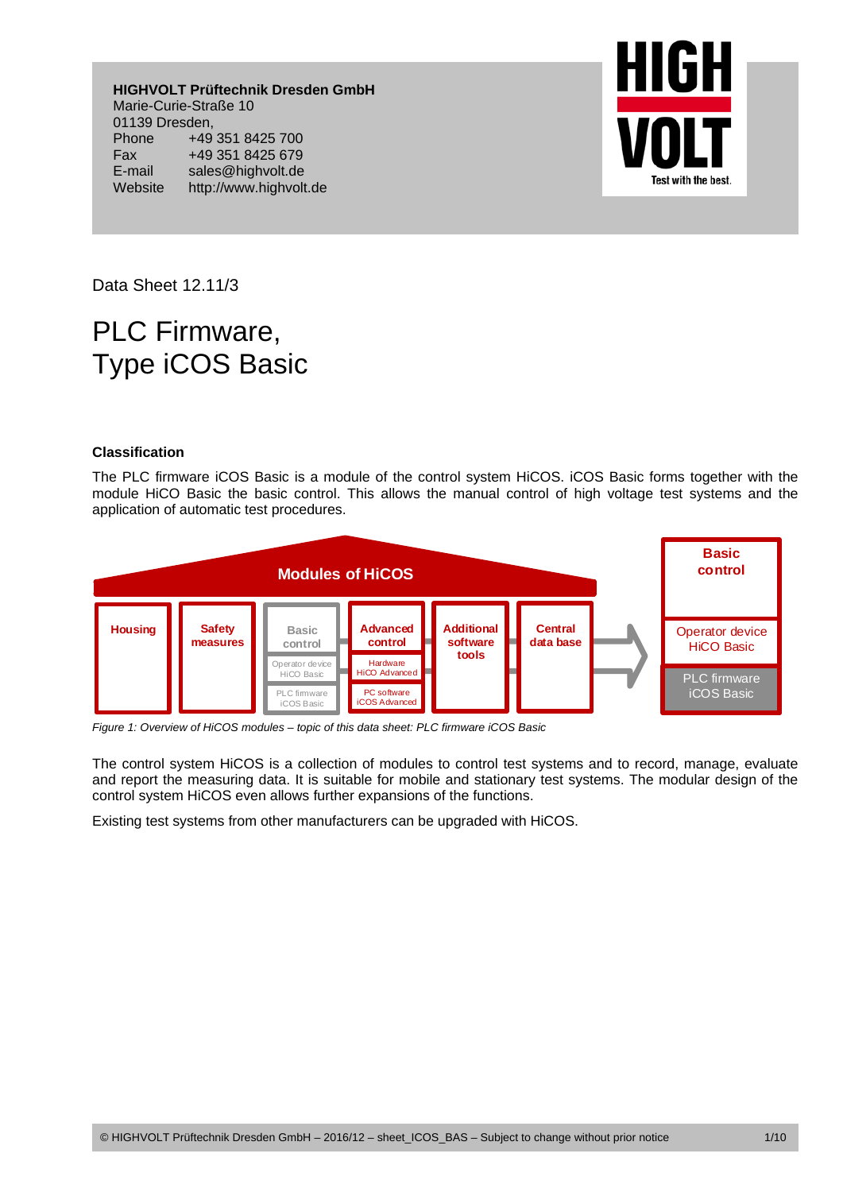**HIGHVOLT Prüftechnik Dresden GmbH**
Marie-Curie-Straße 10
01139 Dresden,
Phone +49 351 8425 700
Fax +49 351 8425 679
E-mail sales@highvolt.de
Website http://www.highvolt.de

Data Sheet 12.11/3

# PLC Firmware, Type iCOS Basic

### Classification

The PLC firmware iCOS Basic is a module of the control system HiCOS. iCOS Basic forms together with the module HiCO Basic the basic control. This allows the manual control of high voltage test systems and the application of automatic test procedures.

*Figure 1: Overview of HiCOS modules – topic of this data sheet: PLC firmware iCOS Basic*

The control system HiCOS is a collection of modules to control test systems and to record, manage, evaluate and report the measuring data. It is suitable for mobile and stationary test systems. The modular design of the control system HiCOS even allows further expansions of the functions.

Existing test systems from other manufacturers can be upgraded with HiCOS.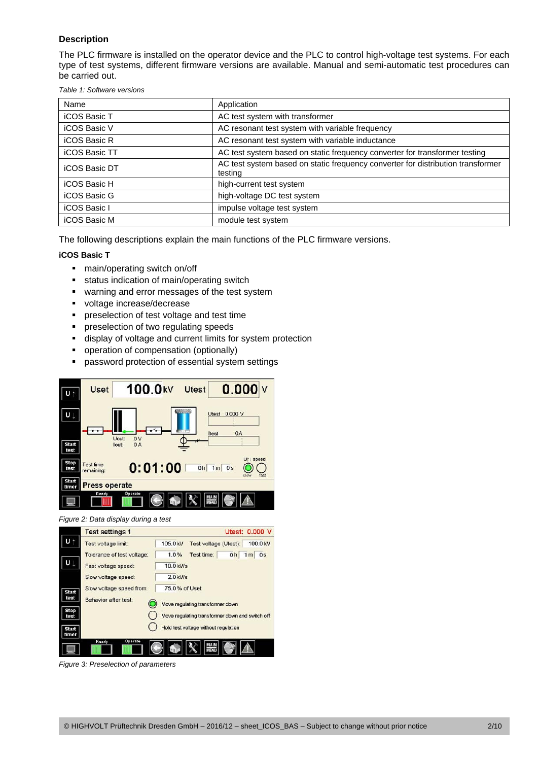## Description

The PLC firmware is installed on the operator device and the PLC to control high-voltage test systems. For each type of test systems, different firmware versions are available. Manual and semi-automatic test procedures can be carried out.

*Table 1: Software versions*

| Name | Application |
|---|---|
| iCOS Basic T | AC test system with transformer |
| iCOS Basic V | AC resonant test system with variable frequency |
| iCOS Basic R | AC resonant test system with variable inductance |
| iCOS Basic TT | AC test system based on static frequency converter for transformer testing |
| iCOS Basic DT | AC test system based on static frequency converter for distribution transformer testing |
| iCOS Basic H | high-current test system |
| iCOS Basic G | high-voltage DC test system |
| iCOS Basic I | impulse voltage test system |
| iCOS Basic M | module test system |

The following descriptions explain the main functions of the PLC firmware versions.

**iCOS Basic T**

- main/operating switch on/off
- status indication of main/operating switch
- warning and error messages of the test system
- voltage increase/decrease
- preselection of test voltage and test time
- preselection of two regulating speeds
- display of voltage and current limits for system protection
- operation of compensation (optionally)
- password protection of essential system settings

*Figure 2: Data display during a test*

*Figure 3: Preselection of parameters*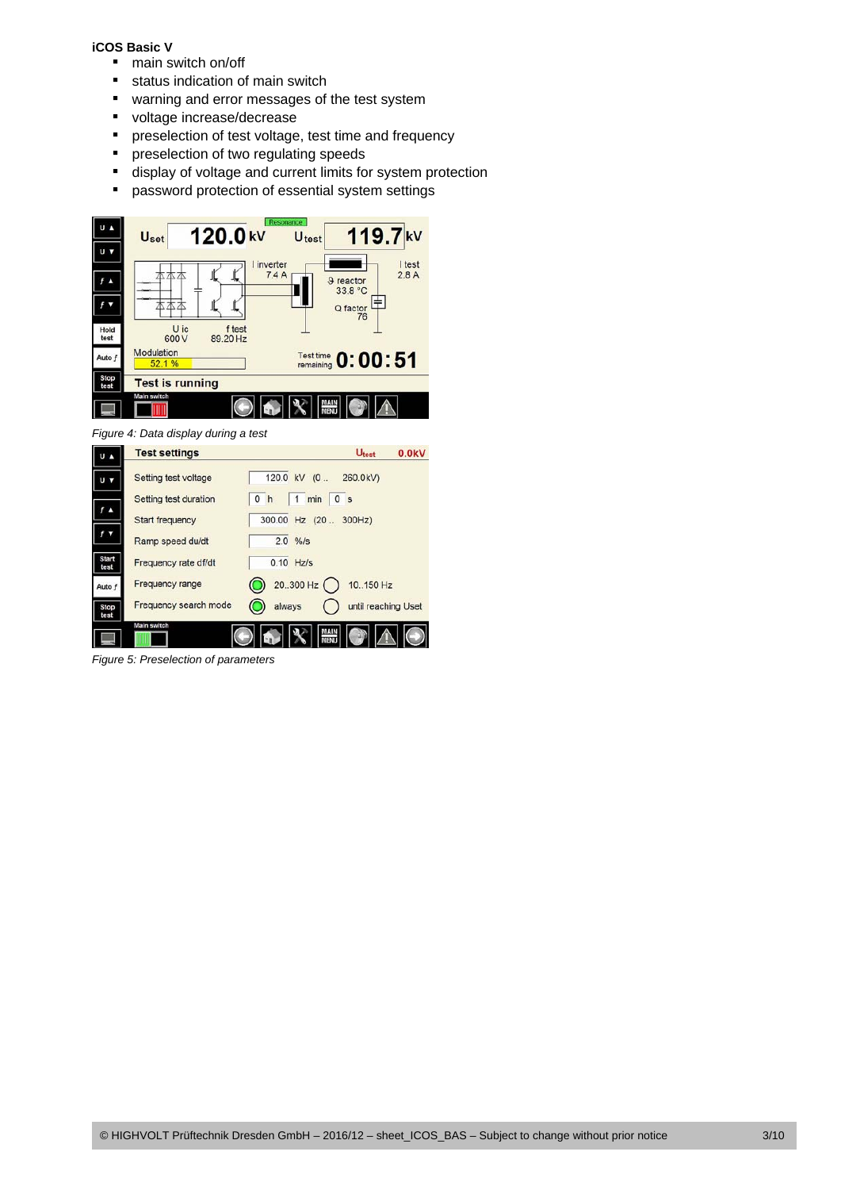**iCOS Basic V**

- main switch on/off
- status indication of main switch
- warning and error messages of the test system
- voltage increase/decrease
- preselection of test voltage, test time and frequency
- preselection of two regulating speeds
- display of voltage and current limits for system protection
- password protection of essential system settings

*Figure 4: Data display during a test*

*Figure 5: Preselection of parameters*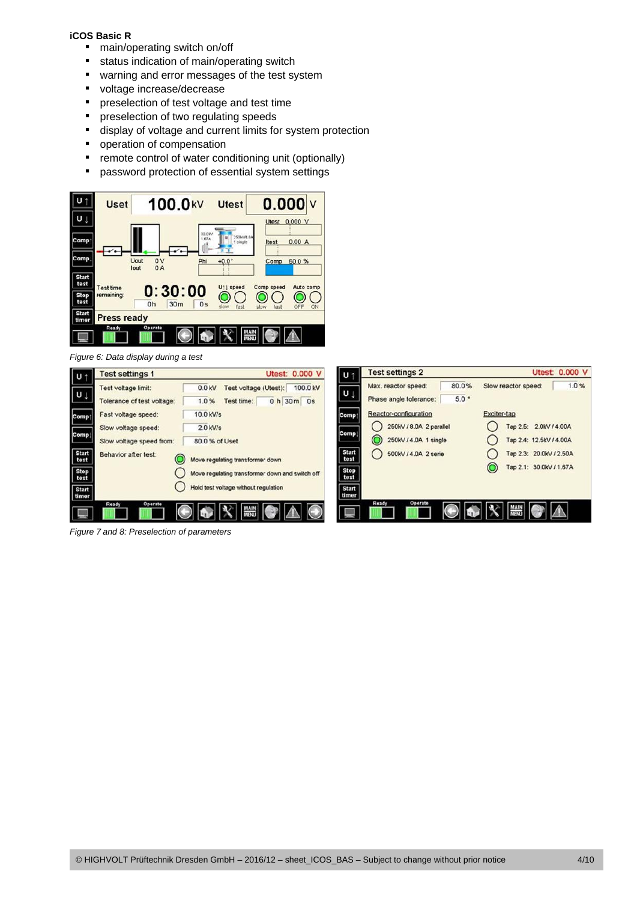**iCOS Basic R**

- main/operating switch on/off
- status indication of main/operating switch
- warning and error messages of the test system
- voltage increase/decrease
- preselection of test voltage and test time
- preselection of two regulating speeds
- display of voltage and current limits for system protection
- operation of compensation
- remote control of water conditioning unit (optionally)
- password protection of essential system settings

*Figure 6: Data display during a test*

*Figure 7 and 8: Preselection of parameters*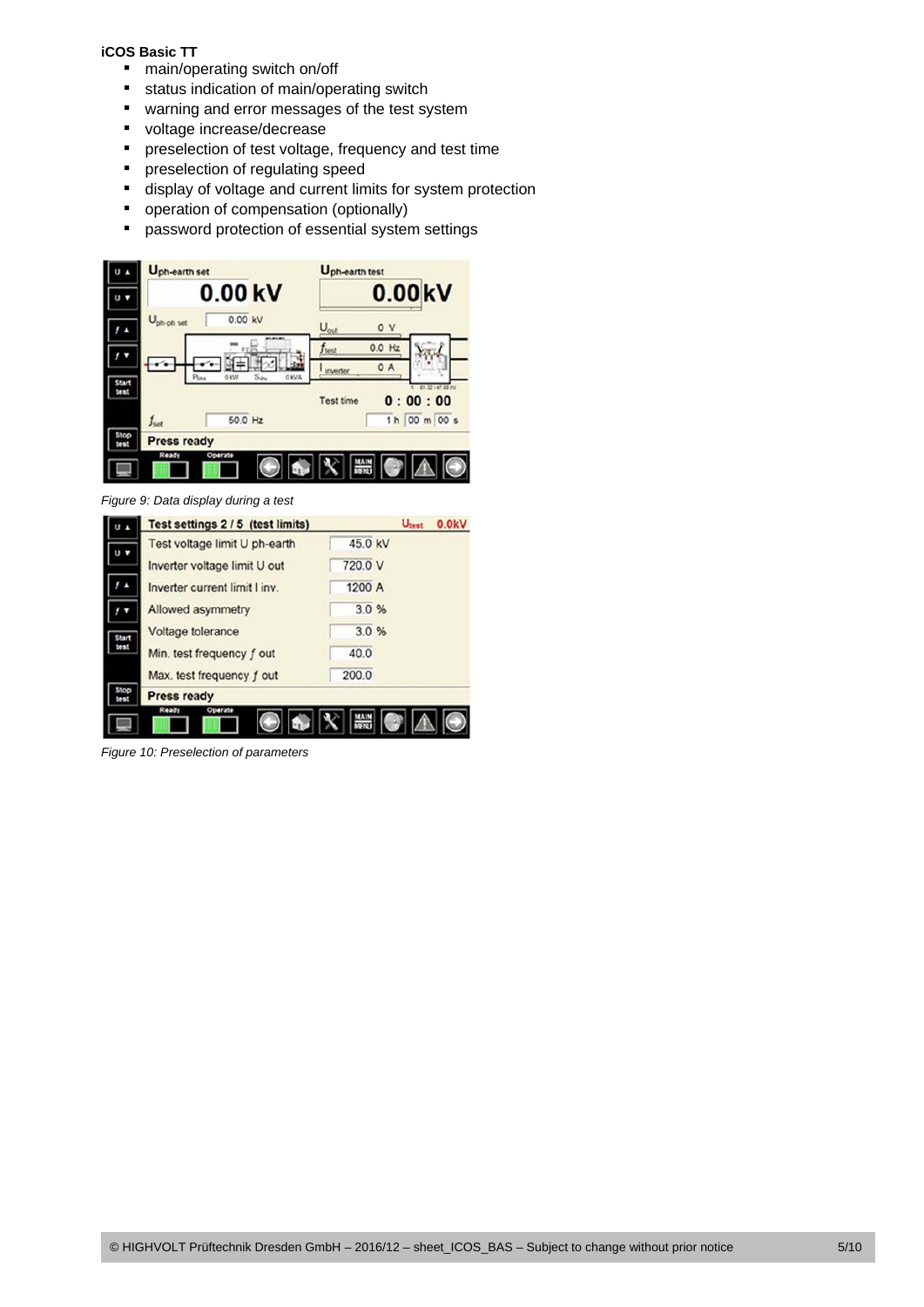**iCOS Basic TT**

- main/operating switch on/off
- status indication of main/operating switch
- warning and error messages of the test system
- voltage increase/decrease
- preselection of test voltage, frequency and test time
- preselection of regulating speed
- display of voltage and current limits for system protection
- operation of compensation (optionally)
- password protection of essential system settings

*Figure 9: Data display during a test*

*Figure 10: Preselection of parameters*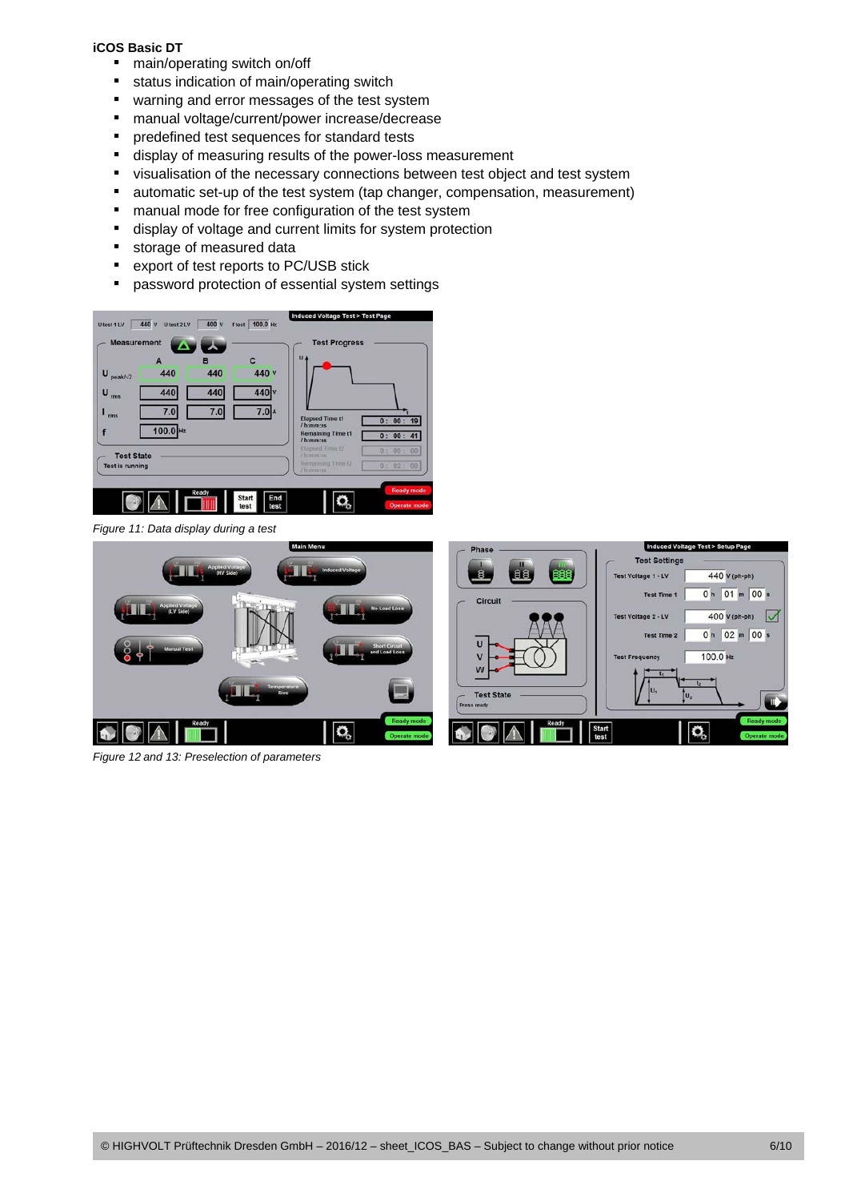**iCOS Basic DT**

- main/operating switch on/off
- status indication of main/operating switch
- warning and error messages of the test system
- manual voltage/current/power increase/decrease
- predefined test sequences for standard tests
- display of measuring results of the power-loss measurement
- visualisation of the necessary connections between test object and test system
- automatic set-up of the test system (tap changer, compensation, measurement)
- manual mode for free configuration of the test system
- display of voltage and current limits for system protection
- storage of measured data
- export of test reports to PC/USB stick
- password protection of essential system settings

*Figure 11: Data display during a test*

*Figure 12 and 13: Preselection of parameters*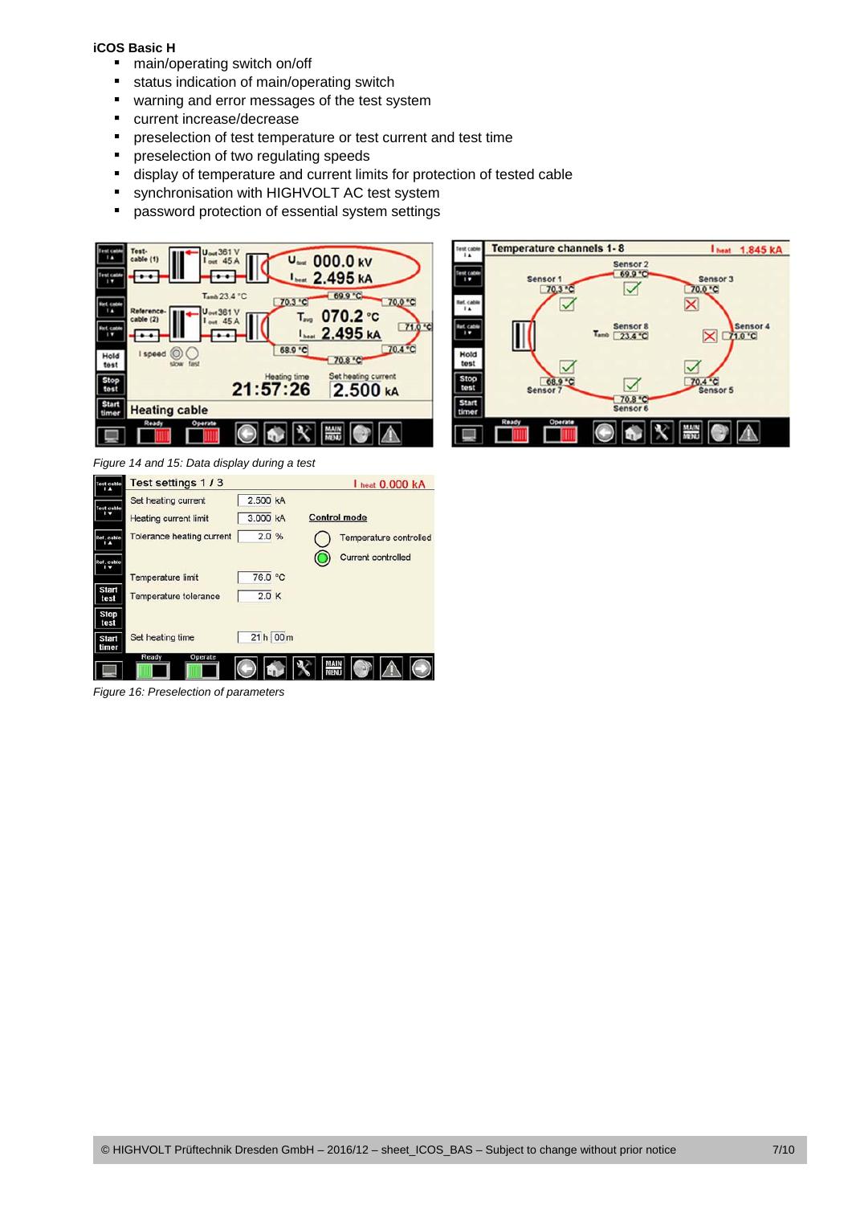**iCOS Basic H**

- main/operating switch on/off
- status indication of main/operating switch
- warning and error messages of the test system
- current increase/decrease
- preselection of test temperature or test current and test time
- preselection of two regulating speeds
- display of temperature and current limits for protection of tested cable
- synchronisation with HIGHVOLT AC test system
- password protection of essential system settings

*Figure 14 and 15: Data display during a test*

*Figure 16: Preselection of parameters*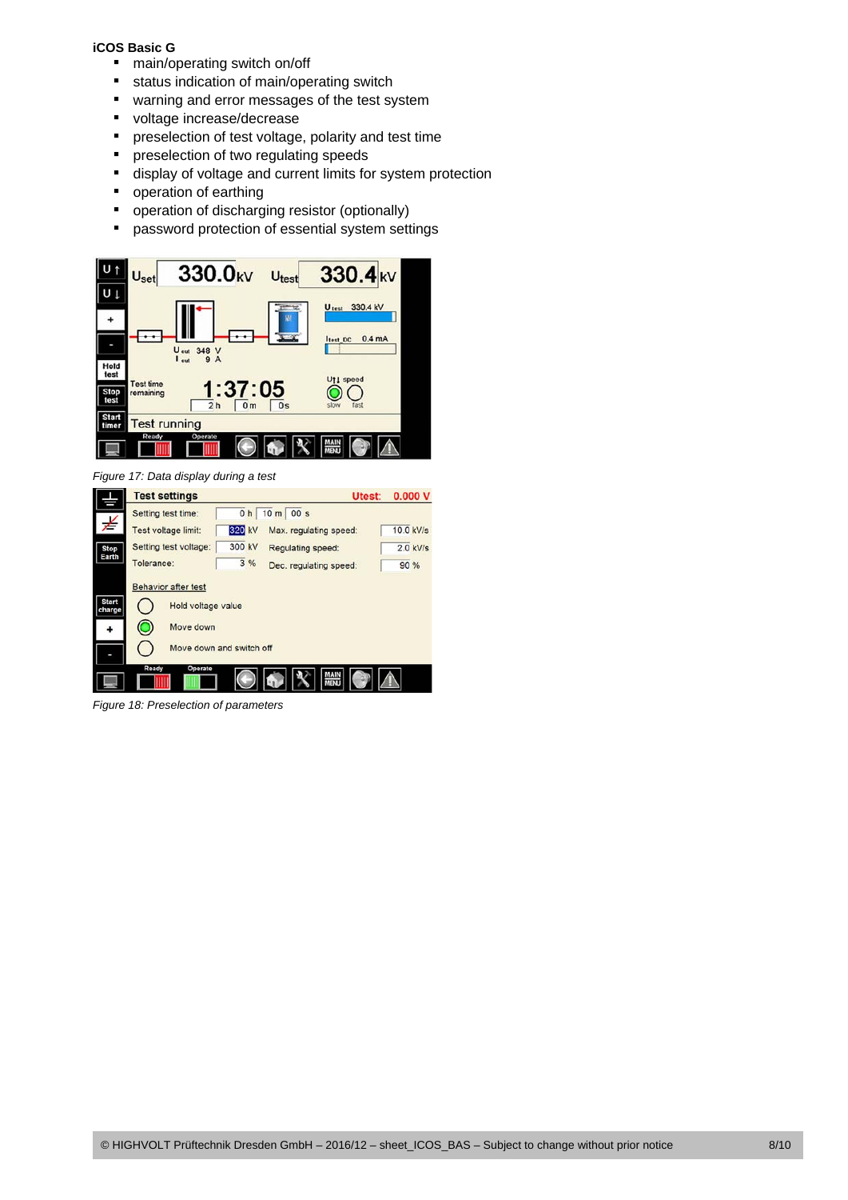**iCOS Basic G**

- main/operating switch on/off
- status indication of main/operating switch
- warning and error messages of the test system
- voltage increase/decrease
- preselection of test voltage, polarity and test time
- preselection of two regulating speeds
- display of voltage and current limits for system protection
- operation of earthing
- operation of discharging resistor (optionally)
- password protection of essential system settings

*Figure 17: Data display during a test*

*Figure 18: Preselection of parameters*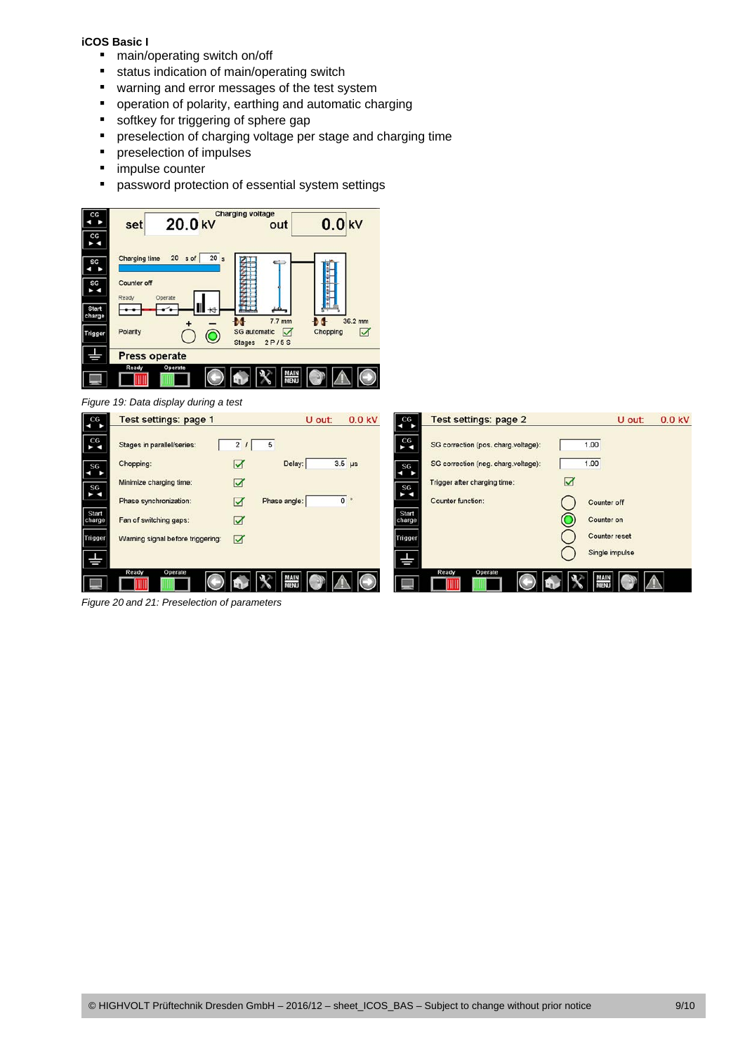**iCOS Basic I**

- main/operating switch on/off
- status indication of main/operating switch
- warning and error messages of the test system
- operation of polarity, earthing and automatic charging
- softkey for triggering of sphere gap
- preselection of charging voltage per stage and charging time
- preselection of impulses
- impulse counter
- password protection of essential system settings

*Figure 19: Data display during a test*

*Figure 20 and 21: Preselection of parameters*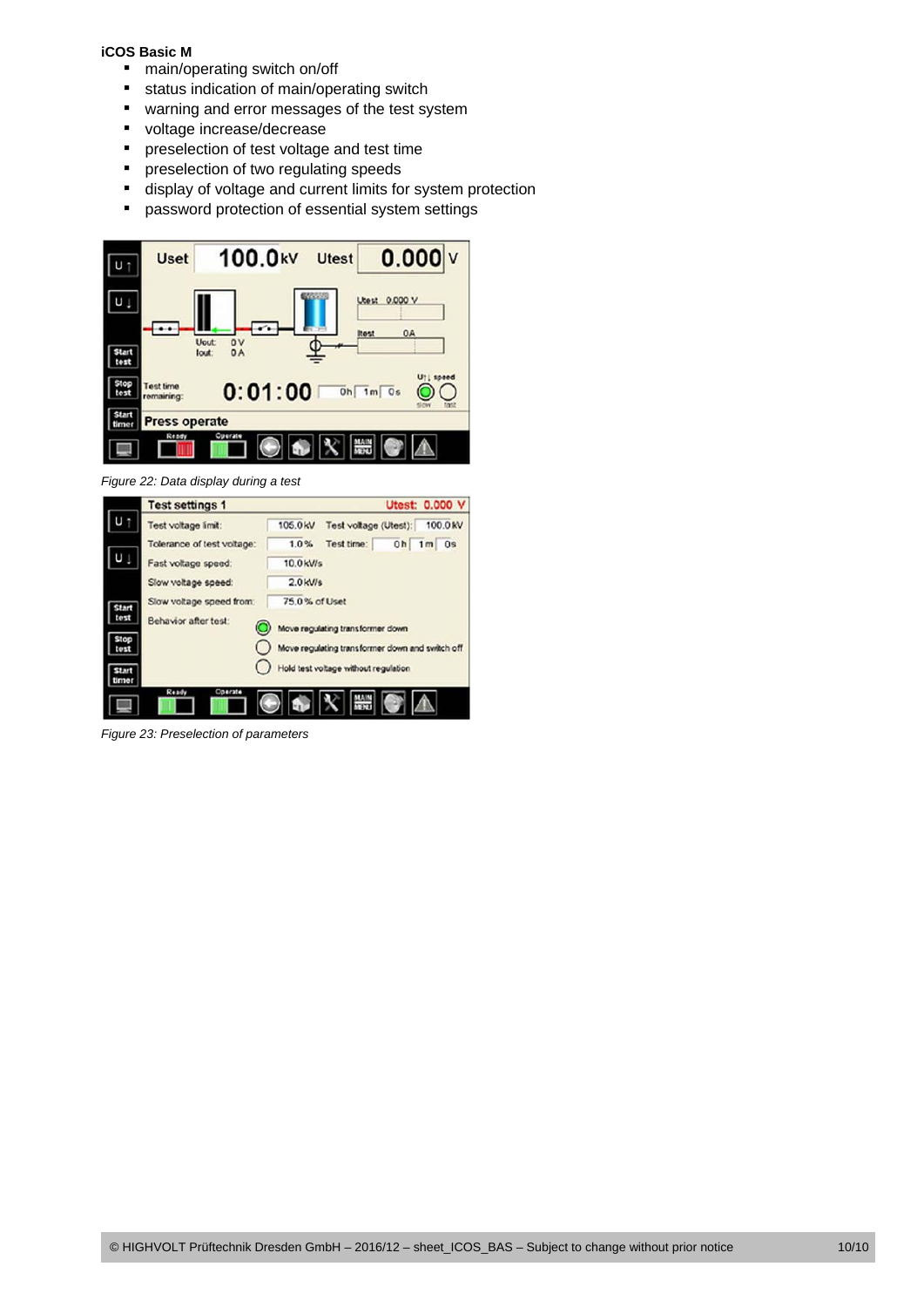**iCOS Basic M**

- main/operating switch on/off
- status indication of main/operating switch
- warning and error messages of the test system
- voltage increase/decrease
- preselection of test voltage and test time
- preselection of two regulating speeds
- display of voltage and current limits for system protection
- password protection of essential system settings

*Figure 22: Data display during a test*

*Figure 23: Preselection of parameters*